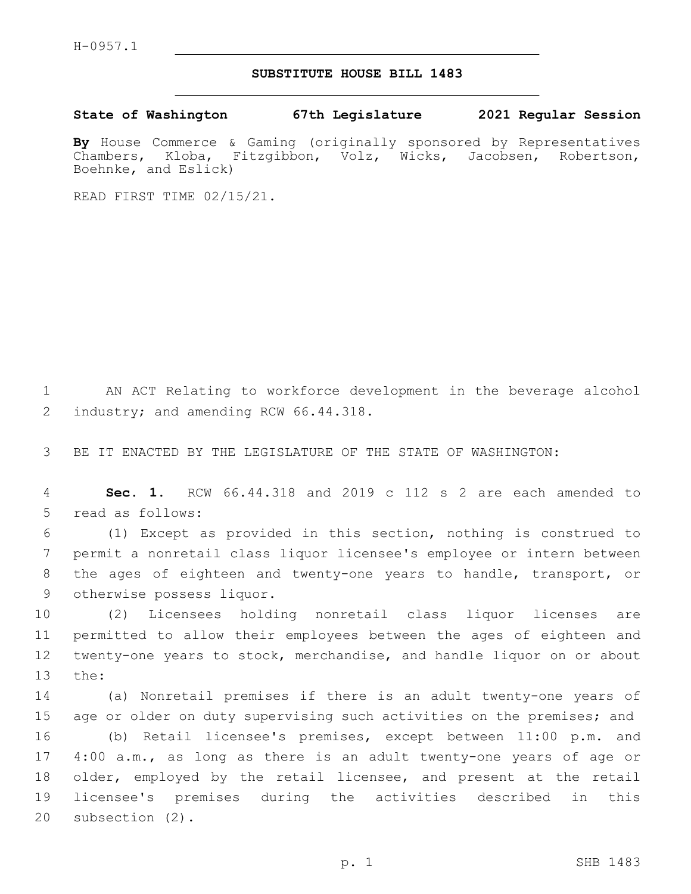H-0957.1

# SUBSTITUTE HOUSE BILL 1483

**State of Washington 67th Legislature 2021 Regular Session**

**By** House Commerce & Gaming (originally sponsored by Representatives Chambers, Kloba, Fitzgibbon, Volz, Wicks, Jacobsen, Robertson, Boehnke, and Eslick)

READ FIRST TIME 02/15/21.

AN ACT Relating to workforce development in the beverage alcohol industry; and amending RCW 66.44.318.

BE IT ENACTED BY THE LEGISLATURE OF THE STATE OF WASHINGTON:

**Sec. 1.** RCW 66.44.318 and 2019 c 112 s 2 are each amended to read as follows:

(1) Except as provided in this section, nothing is construed to permit a nonretail class liquor licensee's employee or intern between the ages of eighteen and twenty-one years to handle, transport, or otherwise possess liquor.

(2) Licensees holding nonretail class liquor licenses are permitted to allow their employees between the ages of eighteen and twenty-one years to stock, merchandise, and handle liquor on or about the:

(a) Nonretail premises if there is an adult twenty-one years of age or older on duty supervising such activities on the premises; and

(b) Retail licensee's premises, except between 11:00 p.m. and 4:00 a.m., as long as there is an adult twenty-one years of age or older, employed by the retail licensee, and present at the retail licensee's premises during the activities described in this subsection (2).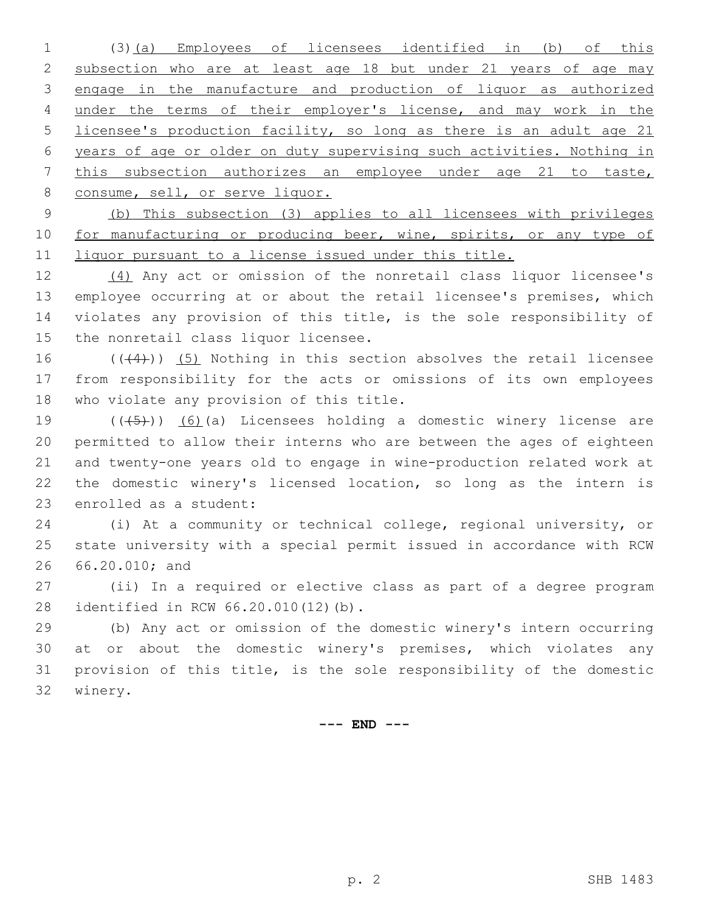(3)(a) Employees of licensees identified in (b) of this subsection who are at least age 18 but under 21 years of age may engage in the manufacture and production of liquor as authorized under the terms of their employer's license, and may work in the licensee's production facility, so long as there is an adult age 21 years of age or older on duty supervising such activities. Nothing in this subsection authorizes an employee under age 21 to taste, consume, sell, or serve liquor.

(b) This subsection (3) applies to all licensees with privileges for manufacturing or producing beer, wine, spirits, or any type of liquor pursuant to a license issued under this title.

(4) Any act or omission of the nonretail class liquor licensee's employee occurring at or about the retail licensee's premises, which violates any provision of this title, is the sole responsibility of the nonretail class liquor licensee.

(((4))) (5) Nothing in this section absolves the retail licensee from responsibility for the acts or omissions of its own employees who violate any provision of this title.

(((5))) (6)(a) Licensees holding a domestic winery license are permitted to allow their interns who are between the ages of eighteen and twenty-one years old to engage in wine-production related work at the domestic winery's licensed location, so long as the intern is enrolled as a student:

(i) At a community or technical college, regional university, or state university with a special permit issued in accordance with RCW 66.20.010; and

(ii) In a required or elective class as part of a degree program identified in RCW 66.20.010(12)(b).

(b) Any act or omission of the domestic winery's intern occurring at or about the domestic winery's premises, which violates any provision of this title, is the sole responsibility of the domestic winery.

**--- END ---**